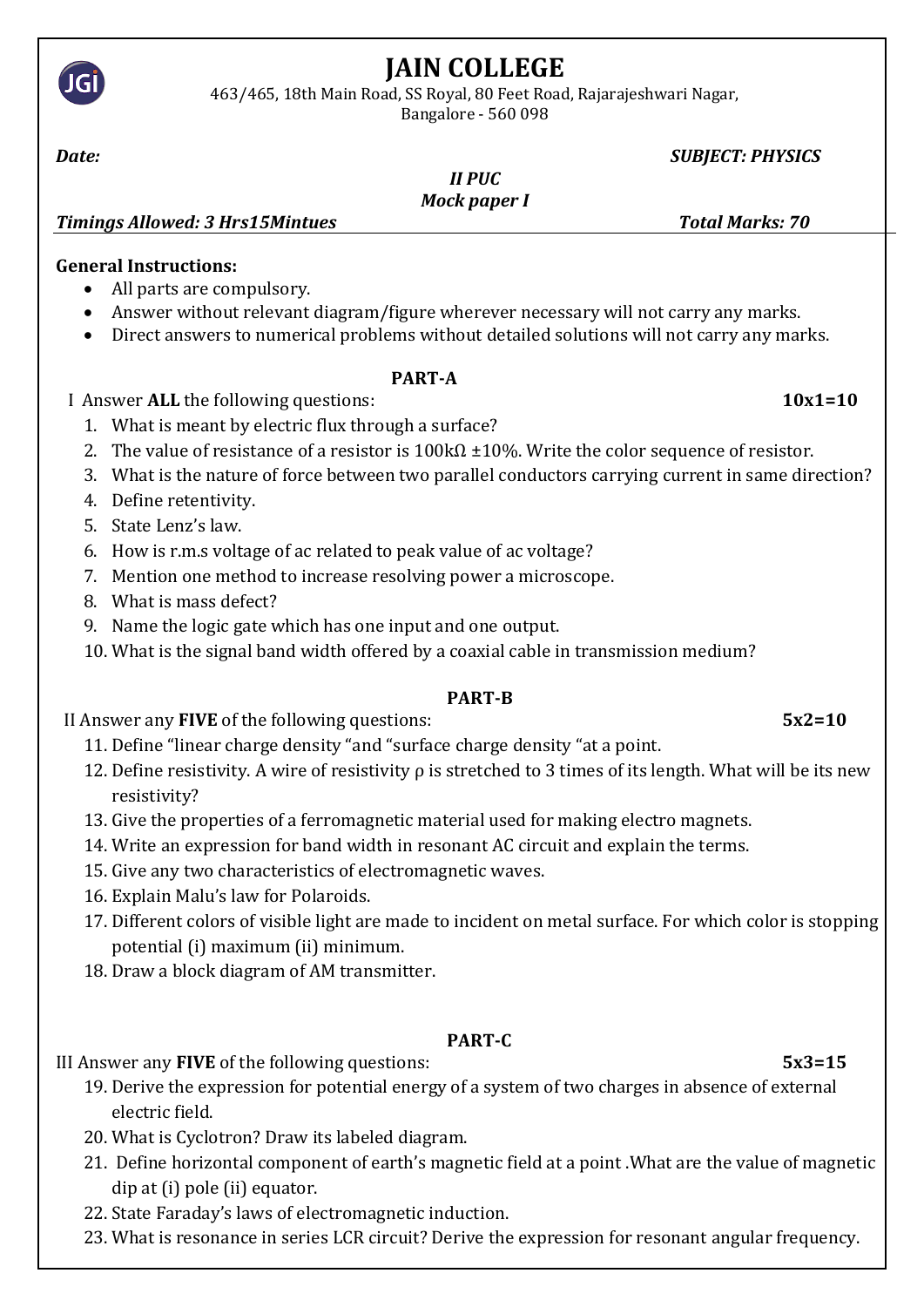# JAIN COLLEGE

463/465, 18th Main Road, SS Royal, 80 Feet Road, Rajarajeshwari Nagar, Bangalore - 560 098

***Date:*** ***SUBJECT: PHYSICS***

***II PUC***

***Mock paper I***

***Timings Allowed: 3 Hrs15Mintues*** ***Total Marks: 70***

**General Instructions:**

- All parts are compulsory.
- Answer without relevant diagram/figure wherever necessary will not carry any marks.
- Direct answers to numerical problems without detailed solutions will not carry any marks.

## PART-A

I Answer **ALL** the following questions: **10x1=10**

1. What is meant by electric flux through a surface?
2. The value of resistance of a resistor is 100kΩ ±10%. Write the color sequence of resistor.
3. What is the nature of force between two parallel conductors carrying current in same direction?
4. Define retentivity.
5. State Lenz's law.
6. How is r.m.s voltage of ac related to peak value of ac voltage?
7. Mention one method to increase resolving power a microscope.
8. What is mass defect?
9. Name the logic gate which has one input and one output.
10. What is the signal band width offered by a coaxial cable in transmission medium?

## PART-B

II Answer any **FIVE** of the following questions: **5x2=10**

11. Define "linear charge density "and "surface charge density "at a point.
12. Define resistivity. A wire of resistivity ρ is stretched to 3 times of its length. What will be its new resistivity?
13. Give the properties of a ferromagnetic material used for making electro magnets.
14. Write an expression for band width in resonant AC circuit and explain the terms.
15. Give any two characteristics of electromagnetic waves.
16. Explain Malu's law for Polaroids.
17. Different colors of visible light are made to incident on metal surface. For which color is stopping potential (i) maximum (ii) minimum.
18. Draw a block diagram of AM transmitter.

## PART-C

III Answer any **FIVE** of the following questions: **5x3=15**

19. Derive the expression for potential energy of a system of two charges in absence of external electric field.
20. What is Cyclotron? Draw its labeled diagram.
21. Define horizontal component of earth's magnetic field at a point .What are the value of magnetic dip at (i) pole (ii) equator.
22. State Faraday's laws of electromagnetic induction.
23. What is resonance in series LCR circuit? Derive the expression for resonant angular frequency.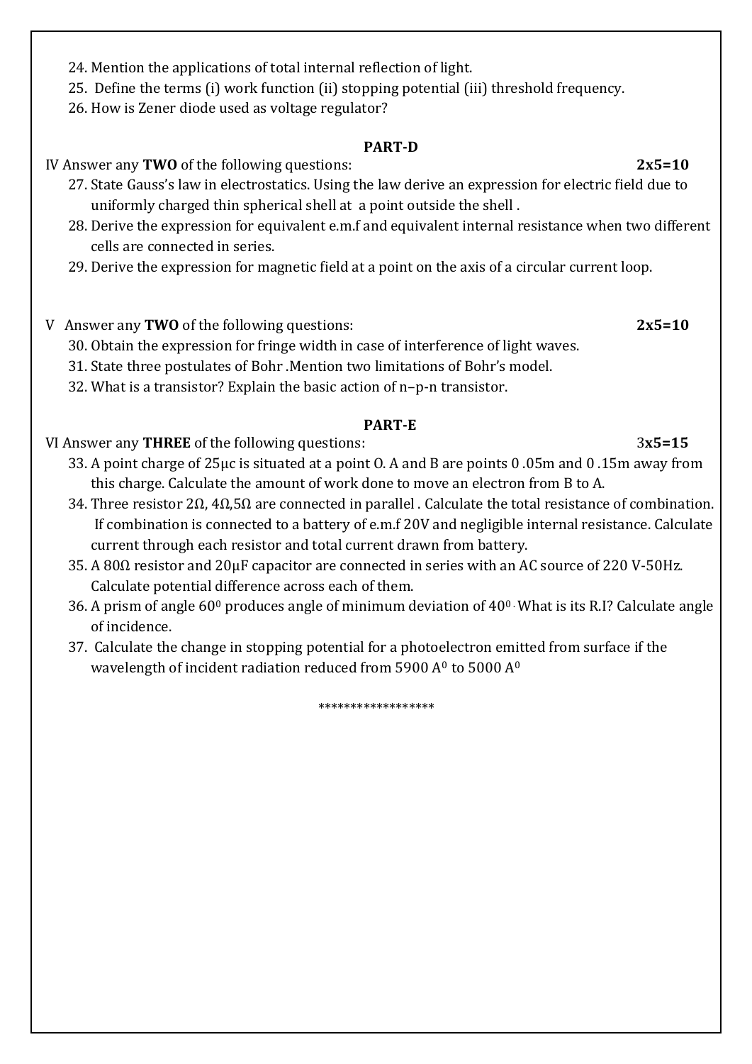24. Mention the applications of total internal reflection of light.
25. Define the terms (i) work function (ii) stopping potential (iii) threshold frequency.
26. How is Zener diode used as voltage regulator?

## PART-D

IV Answer any **TWO** of the following questions: **2x5=10**

27. State Gauss's law in electrostatics. Using the law derive an expression for electric field due to uniformly charged thin spherical shell at a point outside the shell .
28. Derive the expression for equivalent e.m.f and equivalent internal resistance when two different cells are connected in series.
29. Derive the expression for magnetic field at a point on the axis of a circular current loop.

V Answer any **TWO** of the following questions: **2x5=10**

30. Obtain the expression for fringe width in case of interference of light waves.
31. State three postulates of Bohr .Mention two limitations of Bohr's model.
32. What is a transistor? Explain the basic action of n–p-n transistor.

## PART-E

VI Answer any **THREE** of the following questions: 3**x5=15**

33. A point charge of 25μc is situated at a point O. A and B are points 0 .05m and 0 .15m away from this charge. Calculate the amount of work done to move an electron from B to A.
34. Three resistor 2Ω, 4Ω,5Ω are connected in parallel . Calculate the total resistance of combination. If combination is connected to a battery of e.m.f 20V and negligible internal resistance. Calculate current through each resistor and total current drawn from battery.
35. A 80Ω resistor and 20μF capacitor are connected in series with an AC source of 220 V-50Hz. Calculate potential difference across each of them.
36. A prism of angle $60^0$ produces angle of minimum deviation of $40^0$. What is its R.I? Calculate angle of incidence.
37. Calculate the change in stopping potential for a photoelectron emitted from surface if the wavelength of incident radiation reduced from 5900 $A^0$ to 5000 $A^0$

\******************